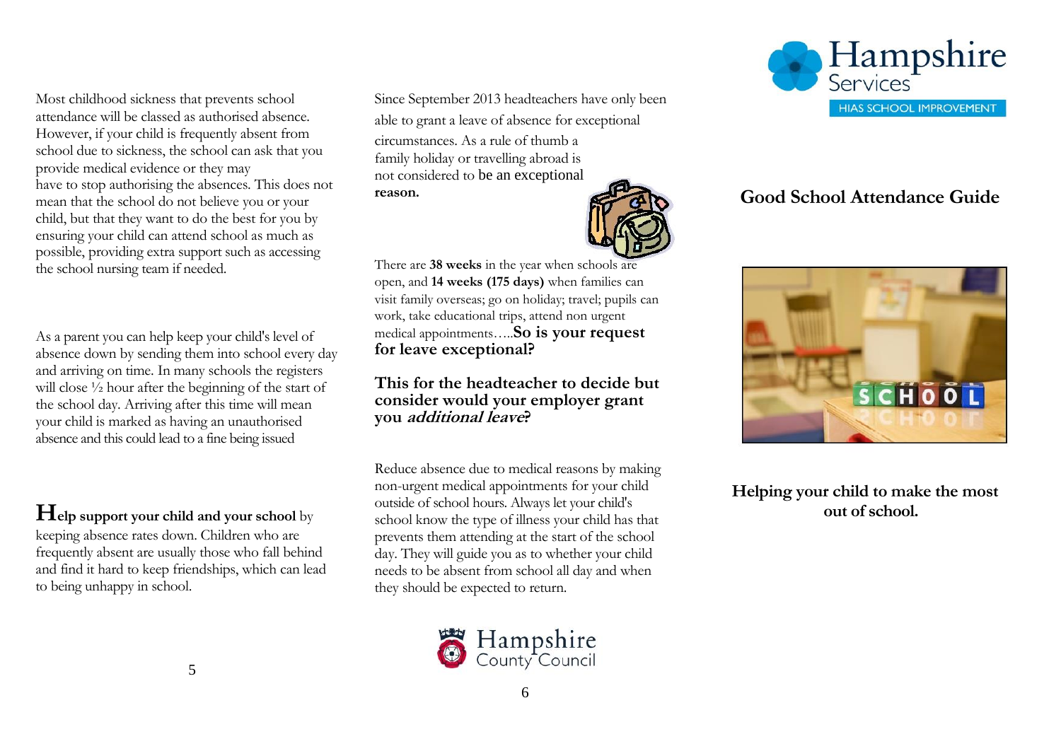Most childhood sickness that prevents school attendance will be classed as authorised absence. However, if your child is frequently absent from school due to sickness, the school can ask that you provide medical evidence or they may have to stop authorising the absences. This does not mean that the school do not believe you or your child, but that they want to do the best for you by ensuring your child can attend school as much as possible, providing extra support such as accessing the school nursing team if needed.

As a parent you can help keep your child's level of absence down by sending them into school every day and arriving on time. In many schools the registers will close ½ hour after the beginning of the start of the school day. Arriving after this time will mean your child is marked as having an unauthorised absence and this could lead to a fine being issued

**Help support your child and your school** by keeping absence rates down. Children who are frequently absent are usually those who fall behind and find it hard to keep friendships, which can lead to being unhappy in school.

Since September 2013 headteachers have only been able to grant a leave of absence for exceptional circumstances. As a rule of thumb a family holiday or travelling abroad is not considered to be an exceptional **reason.**

There are **38 weeks** in the year when schools are open, and **14 weeks (175 days)** when families can visit family overseas; go on holiday; travel; pupils can work, take educational trips, attend non urgent medical appointments…..**So is your request for leave exceptional?**

**This for the headteacher to decide but consider would your employer grant you *additional leave*?**

Reduce absence due to medical reasons by making non-urgent medical appointments for your child outside of school hours. Always let your child's school know the type of illness your child has that prevents them attending at the start of the school day. They will guide you as to whether your child needs to be absent from school all day and when they should be expected to return.

Hampshire County Council

Hampshire Services

HIAS SCHOOL IMPROVEMENT

# Good School Attendance Guide

**Helping your child to make the most out of school.**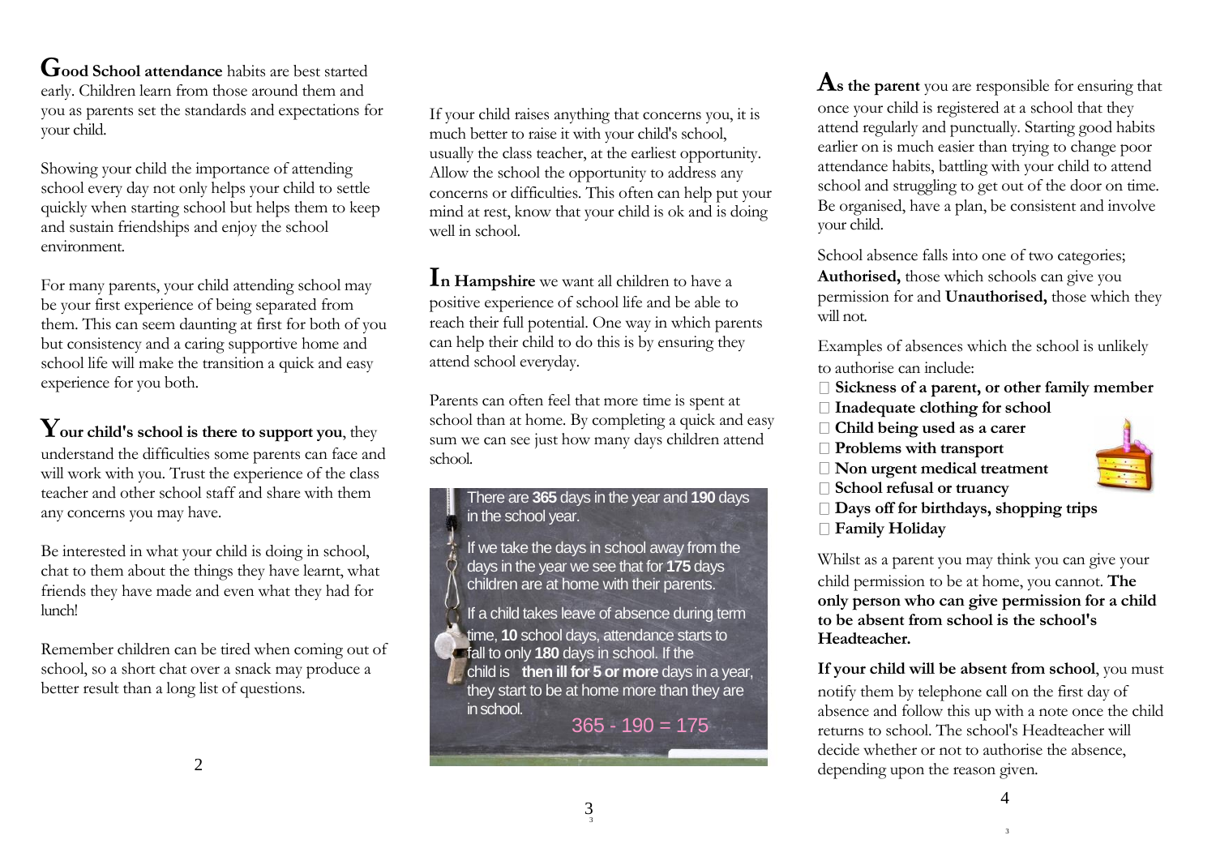**Good School attendance** habits are best started early. Children learn from those around them and you as parents set the standards and expectations for your child.

Showing your child the importance of attending school every day not only helps your child to settle quickly when starting school but helps them to keep and sustain friendships and enjoy the school environment.

For many parents, your child attending school may be your first experience of being separated from them. This can seem daunting at first for both of you but consistency and a caring supportive home and school life will make the transition a quick and easy experience for you both.

**Your child's school is there to support you**, they understand the difficulties some parents can face and will work with you. Trust the experience of the class teacher and other school staff and share with them any concerns you may have.

Be interested in what your child is doing in school, chat to them about the things they have learnt, what friends they have made and even what they had for lunch!

Remember children can be tired when coming out of school, so a short chat over a snack may produce a better result than a long list of questions.

If your child raises anything that concerns you, it is much better to raise it with your child's school, usually the class teacher, at the earliest opportunity. Allow the school the opportunity to address any concerns or difficulties. This often can help put your mind at rest, know that your child is ok and is doing well in school.

**In Hampshire** we want all children to have a positive experience of school life and be able to reach their full potential. One way in which parents can help their child to do this is by ensuring they attend school everyday.

Parents can often feel that more time is spent at school than at home. By completing a quick and easy sum we can see just how many days children attend school.

There are **365** days in the year and **190** days in the school year.

If we take the days in school away from the days in the year we see that for **175** days children are at home with their parents.

If a child takes leave of absence during term time, **10** school days, attendance starts to fall to only **180** days in school. If the child is **then ill for 5 or more** days in a year, they start to be at home more than they are in school.

365 - 190 = 175

**As the parent** you are responsible for ensuring that once your child is registered at a school that they attend regularly and punctually. Starting good habits earlier on is much easier than trying to change poor attendance habits, battling with your child to attend school and struggling to get out of the door on time. Be organised, have a plan, be consistent and involve your child.

School absence falls into one of two categories; **Authorised,** those which schools can give you permission for and **Unauthorised,** those which they will not.

Examples of absences which the school is unlikely to authorise can include:

- **Sickness of a parent, or other family member**
- **Inadequate clothing for school**
- **Child being used as a carer**
- **Problems with transport**
- **Non urgent medical treatment**
- **School refusal or truancy**
- **Days off for birthdays, shopping trips**
- **Family Holiday**

Whilst as a parent you may think you can give your child permission to be at home, you cannot. **The only person who can give permission for a child to be absent from school is the school's Headteacher.**

**If your child will be absent from school**, you must notify them by telephone call on the first day of absence and follow this up with a note once the child returns to school. The school's Headteacher will decide whether or not to authorise the absence, depending upon the reason given.